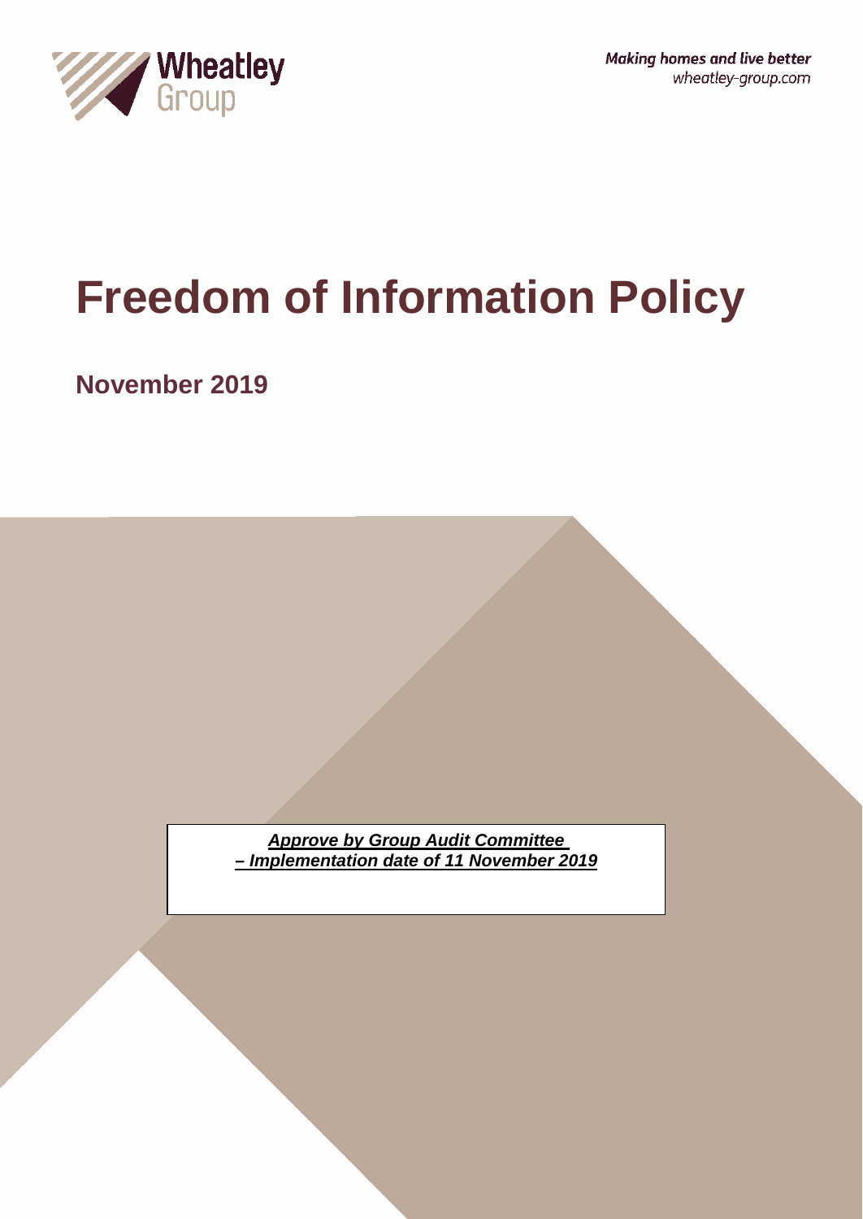Wheatley Group

*Making homes and live better*
*wheatley-group.com*

# Freedom of Information Policy

## November 2019

***Approve by Group Audit Committee – Implementation date of 11 November 2019***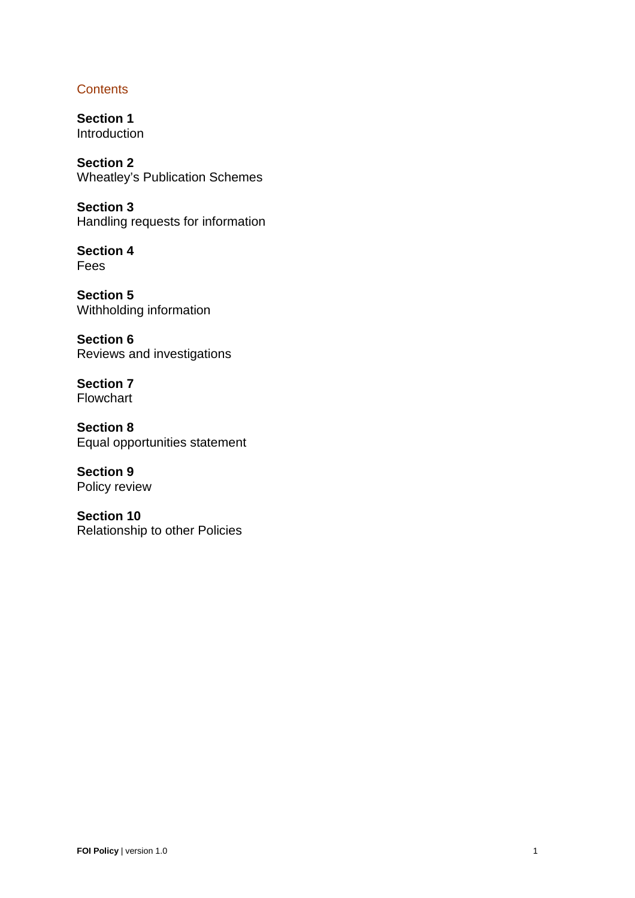## Contents

**Section 1**
Introduction

**Section 2**
Wheatley's Publication Schemes

**Section 3**
Handling requests for information

**Section 4**
Fees

**Section 5**
Withholding information

**Section 6**
Reviews and investigations

**Section 7**
Flowchart

**Section 8**
Equal opportunities statement

**Section 9**
Policy review

**Section 10**
Relationship to other Policies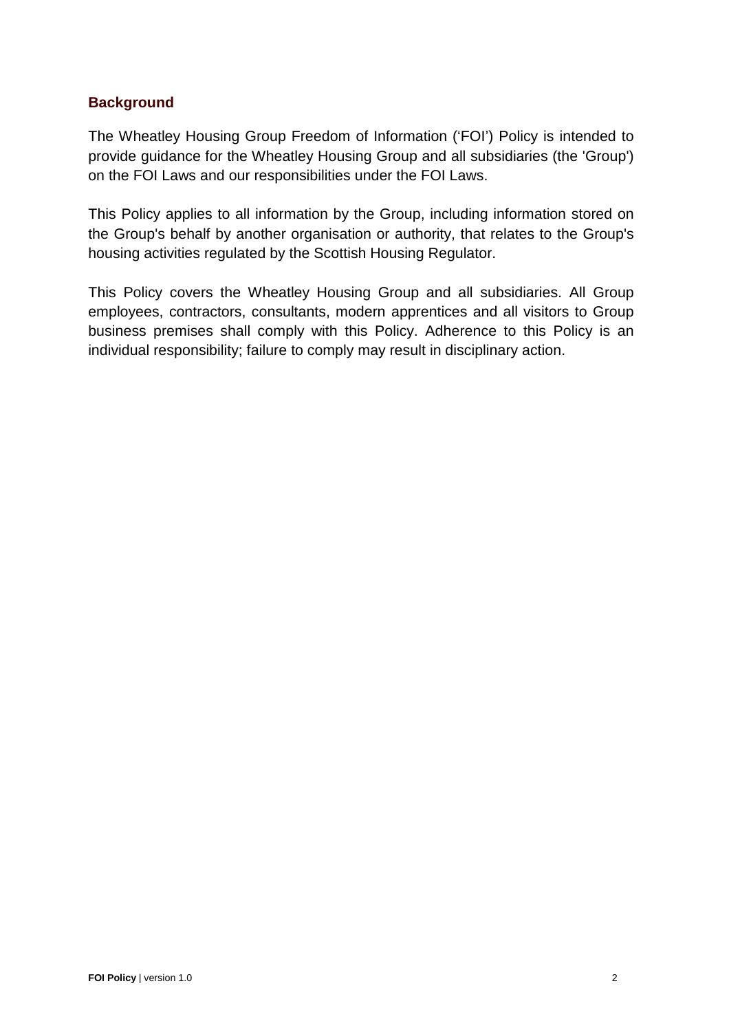## Background

The Wheatley Housing Group Freedom of Information ('FOI') Policy is intended to provide guidance for the Wheatley Housing Group and all subsidiaries (the 'Group') on the FOI Laws and our responsibilities under the FOI Laws.

This Policy applies to all information by the Group, including information stored on the Group's behalf by another organisation or authority, that relates to the Group's housing activities regulated by the Scottish Housing Regulator.

This Policy covers the Wheatley Housing Group and all subsidiaries. All Group employees, contractors, consultants, modern apprentices and all visitors to Group business premises shall comply with this Policy. Adherence to this Policy is an individual responsibility; failure to comply may result in disciplinary action.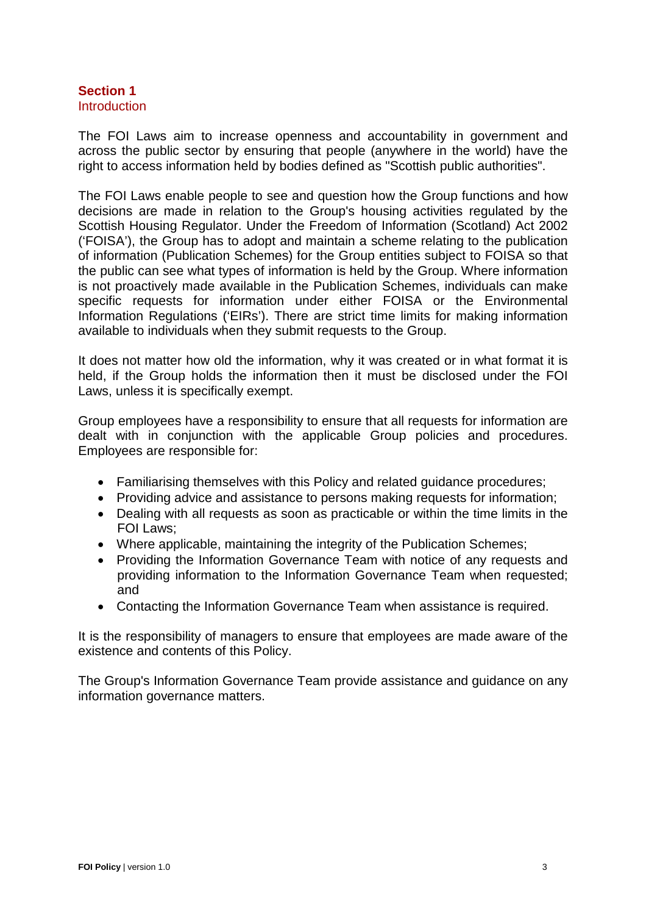## Section 1
### Introduction

The FOI Laws aim to increase openness and accountability in government and across the public sector by ensuring that people (anywhere in the world) have the right to access information held by bodies defined as "Scottish public authorities".

The FOI Laws enable people to see and question how the Group functions and how decisions are made in relation to the Group's housing activities regulated by the Scottish Housing Regulator. Under the Freedom of Information (Scotland) Act 2002 ('FOISA'), the Group has to adopt and maintain a scheme relating to the publication of information (Publication Schemes) for the Group entities subject to FOISA so that the public can see what types of information is held by the Group. Where information is not proactively made available in the Publication Schemes, individuals can make specific requests for information under either FOISA or the Environmental Information Regulations ('EIRs'). There are strict time limits for making information available to individuals when they submit requests to the Group.

It does not matter how old the information, why it was created or in what format it is held, if the Group holds the information then it must be disclosed under the FOI Laws, unless it is specifically exempt.

Group employees have a responsibility to ensure that all requests for information are dealt with in conjunction with the applicable Group policies and procedures. Employees are responsible for:

- Familiarising themselves with this Policy and related guidance procedures;
- Providing advice and assistance to persons making requests for information;
- Dealing with all requests as soon as practicable or within the time limits in the FOI Laws;
- Where applicable, maintaining the integrity of the Publication Schemes;
- Providing the Information Governance Team with notice of any requests and providing information to the Information Governance Team when requested; and
- Contacting the Information Governance Team when assistance is required.

It is the responsibility of managers to ensure that employees are made aware of the existence and contents of this Policy.

The Group's Information Governance Team provide assistance and guidance on any information governance matters.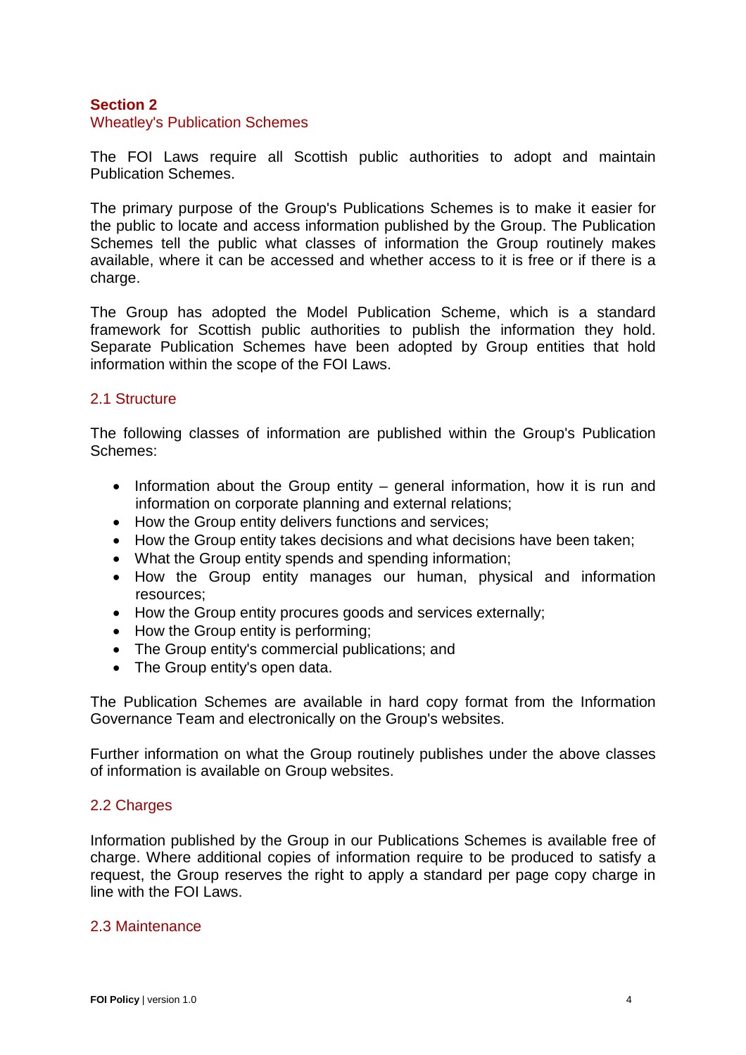## Section 2
### Wheatley's Publication Schemes

The FOI Laws require all Scottish public authorities to adopt and maintain Publication Schemes.

The primary purpose of the Group's Publications Schemes is to make it easier for the public to locate and access information published by the Group. The Publication Schemes tell the public what classes of information the Group routinely makes available, where it can be accessed and whether access to it is free or if there is a charge.

The Group has adopted the Model Publication Scheme, which is a standard framework for Scottish public authorities to publish the information they hold. Separate Publication Schemes have been adopted by Group entities that hold information within the scope of the FOI Laws.

### 2.1 Structure

The following classes of information are published within the Group's Publication Schemes:

- Information about the Group entity – general information, how it is run and information on corporate planning and external relations;
- How the Group entity delivers functions and services;
- How the Group entity takes decisions and what decisions have been taken;
- What the Group entity spends and spending information;
- How the Group entity manages our human, physical and information resources;
- How the Group entity procures goods and services externally;
- How the Group entity is performing;
- The Group entity's commercial publications; and
- The Group entity's open data.

The Publication Schemes are available in hard copy format from the Information Governance Team and electronically on the Group's websites.

Further information on what the Group routinely publishes under the above classes of information is available on Group websites.

### 2.2 Charges

Information published by the Group in our Publications Schemes is available free of charge. Where additional copies of information require to be produced to satisfy a request, the Group reserves the right to apply a standard per page copy charge in line with the FOI Laws.

### 2.3 Maintenance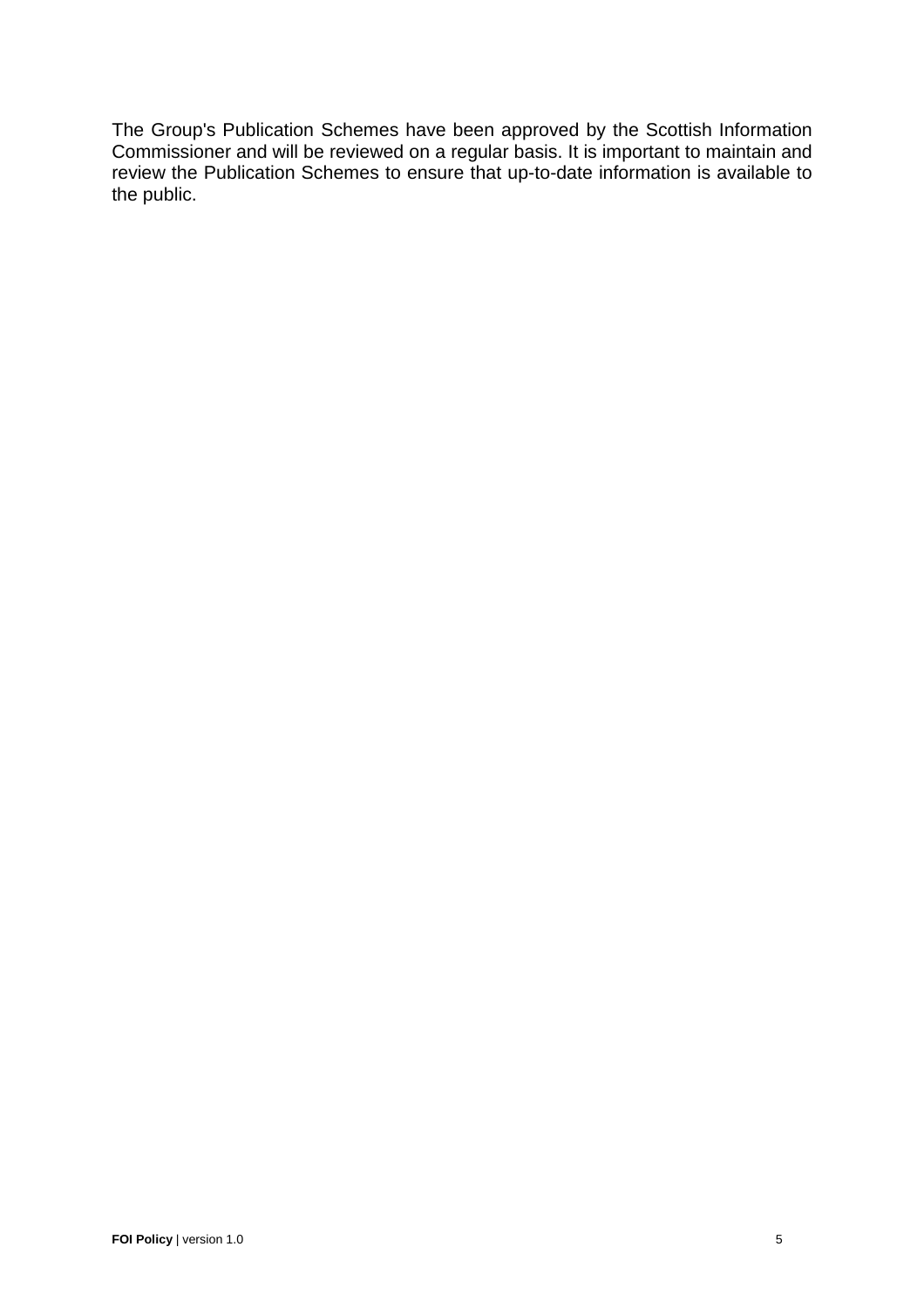The Group's Publication Schemes have been approved by the Scottish Information Commissioner and will be reviewed on a regular basis. It is important to maintain and review the Publication Schemes to ensure that up-to-date information is available to the public.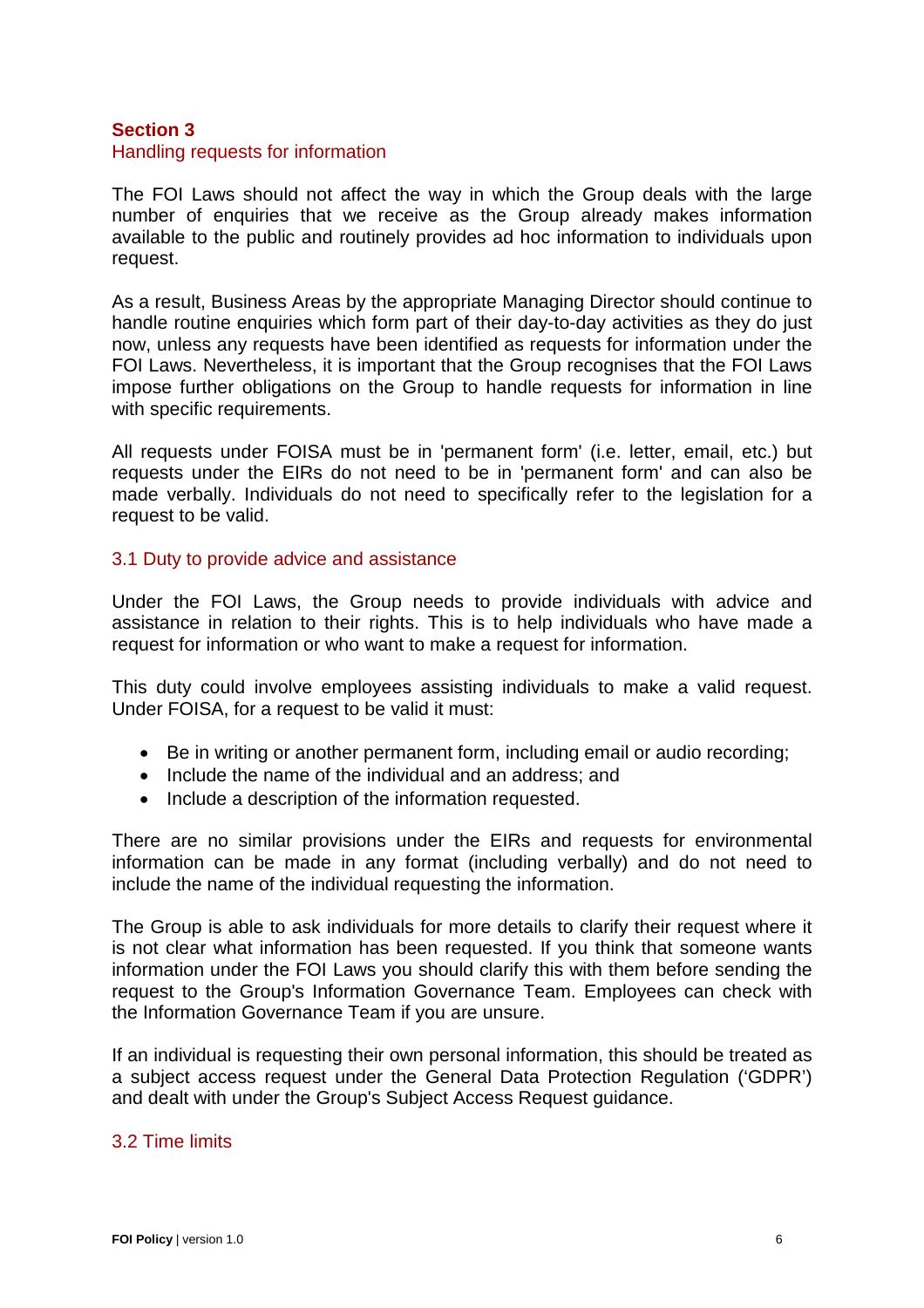## Section 3

### Handling requests for information

The FOI Laws should not affect the way in which the Group deals with the large number of enquiries that we receive as the Group already makes information available to the public and routinely provides ad hoc information to individuals upon request.

As a result, Business Areas by the appropriate Managing Director should continue to handle routine enquiries which form part of their day-to-day activities as they do just now, unless any requests have been identified as requests for information under the FOI Laws. Nevertheless, it is important that the Group recognises that the FOI Laws impose further obligations on the Group to handle requests for information in line with specific requirements.

All requests under FOISA must be in 'permanent form' (i.e. letter, email, etc.) but requests under the EIRs do not need to be in 'permanent form' and can also be made verbally. Individuals do not need to specifically refer to the legislation for a request to be valid.

### 3.1 Duty to provide advice and assistance

Under the FOI Laws, the Group needs to provide individuals with advice and assistance in relation to their rights. This is to help individuals who have made a request for information or who want to make a request for information.

This duty could involve employees assisting individuals to make a valid request. Under FOISA, for a request to be valid it must:

- Be in writing or another permanent form, including email or audio recording;
- Include the name of the individual and an address; and
- Include a description of the information requested.

There are no similar provisions under the EIRs and requests for environmental information can be made in any format (including verbally) and do not need to include the name of the individual requesting the information.

The Group is able to ask individuals for more details to clarify their request where it is not clear what information has been requested. If you think that someone wants information under the FOI Laws you should clarify this with them before sending the request to the Group's Information Governance Team. Employees can check with the Information Governance Team if you are unsure.

If an individual is requesting their own personal information, this should be treated as a subject access request under the General Data Protection Regulation ('GDPR') and dealt with under the Group's Subject Access Request guidance.

### 3.2 Time limits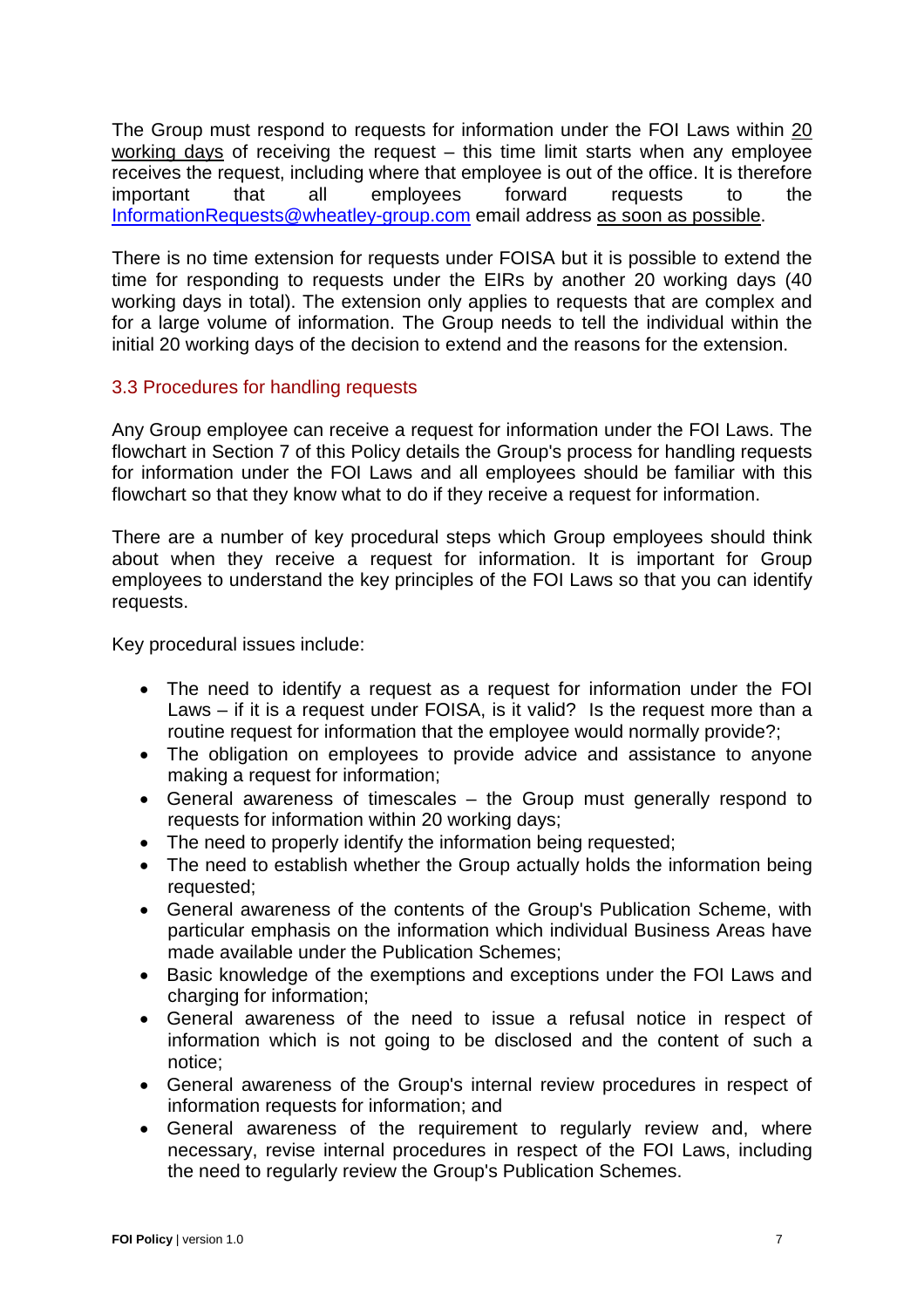The Group must respond to requests for information under the FOI Laws within 20 working days of receiving the request – this time limit starts when any employee receives the request, including where that employee is out of the office. It is therefore important that all employees forward requests to the InformationRequests@wheatley-group.com email address as soon as possible.

There is no time extension for requests under FOISA but it is possible to extend the time for responding to requests under the EIRs by another 20 working days (40 working days in total). The extension only applies to requests that are complex and for a large volume of information. The Group needs to tell the individual within the initial 20 working days of the decision to extend and the reasons for the extension.

### 3.3 Procedures for handling requests

Any Group employee can receive a request for information under the FOI Laws. The flowchart in Section 7 of this Policy details the Group's process for handling requests for information under the FOI Laws and all employees should be familiar with this flowchart so that they know what to do if they receive a request for information.

There are a number of key procedural steps which Group employees should think about when they receive a request for information. It is important for Group employees to understand the key principles of the FOI Laws so that you can identify requests.

Key procedural issues include:

- The need to identify a request as a request for information under the FOI Laws – if it is a request under FOISA, is it valid? Is the request more than a routine request for information that the employee would normally provide?;
- The obligation on employees to provide advice and assistance to anyone making a request for information;
- General awareness of timescales – the Group must generally respond to requests for information within 20 working days;
- The need to properly identify the information being requested;
- The need to establish whether the Group actually holds the information being requested;
- General awareness of the contents of the Group's Publication Scheme, with particular emphasis on the information which individual Business Areas have made available under the Publication Schemes;
- Basic knowledge of the exemptions and exceptions under the FOI Laws and charging for information;
- General awareness of the need to issue a refusal notice in respect of information which is not going to be disclosed and the content of such a notice;
- General awareness of the Group's internal review procedures in respect of information requests for information; and
- General awareness of the requirement to regularly review and, where necessary, revise internal procedures in respect of the FOI Laws, including the need to regularly review the Group's Publication Schemes.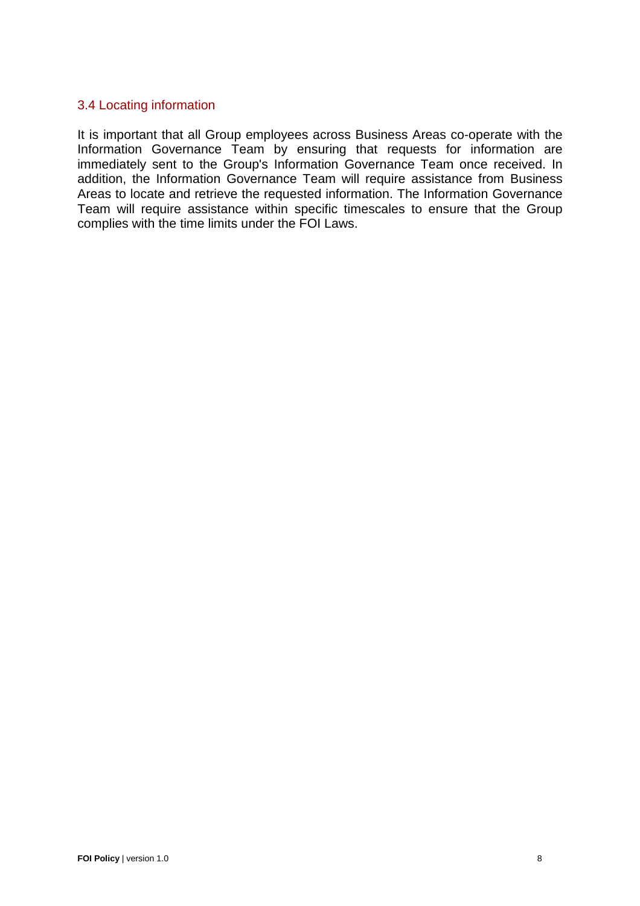### 3.4 Locating information

It is important that all Group employees across Business Areas co-operate with the Information Governance Team by ensuring that requests for information are immediately sent to the Group's Information Governance Team once received. In addition, the Information Governance Team will require assistance from Business Areas to locate and retrieve the requested information. The Information Governance Team will require assistance within specific timescales to ensure that the Group complies with the time limits under the FOI Laws.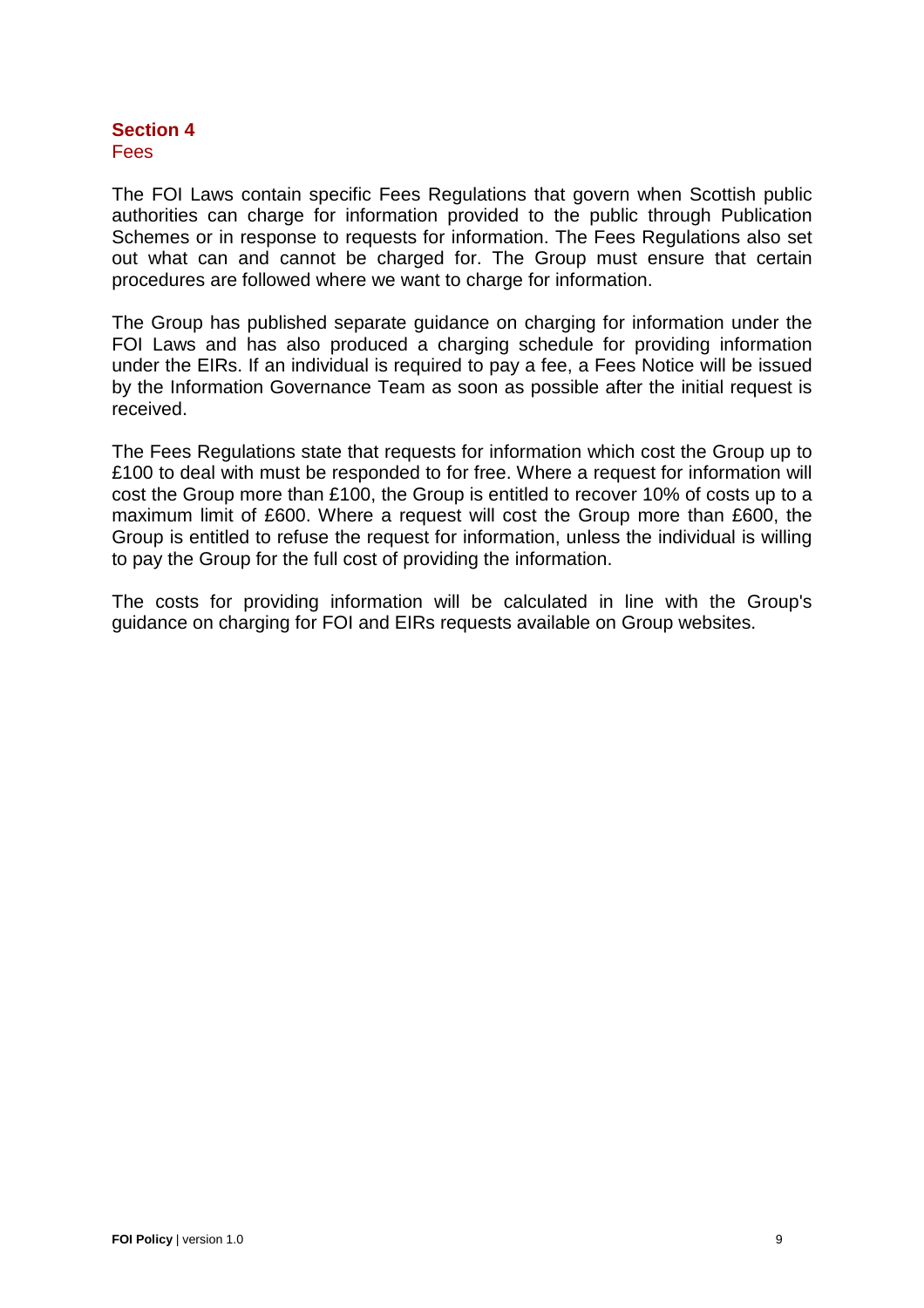## Section 4
### Fees

The FOI Laws contain specific Fees Regulations that govern when Scottish public authorities can charge for information provided to the public through Publication Schemes or in response to requests for information. The Fees Regulations also set out what can and cannot be charged for. The Group must ensure that certain procedures are followed where we want to charge for information.

The Group has published separate guidance on charging for information under the FOI Laws and has also produced a charging schedule for providing information under the EIRs. If an individual is required to pay a fee, a Fees Notice will be issued by the Information Governance Team as soon as possible after the initial request is received.

The Fees Regulations state that requests for information which cost the Group up to £100 to deal with must be responded to for free. Where a request for information will cost the Group more than £100, the Group is entitled to recover 10% of costs up to a maximum limit of £600. Where a request will cost the Group more than £600, the Group is entitled to refuse the request for information, unless the individual is willing to pay the Group for the full cost of providing the information.

The costs for providing information will be calculated in line with the Group's guidance on charging for FOI and EIRs requests available on Group websites.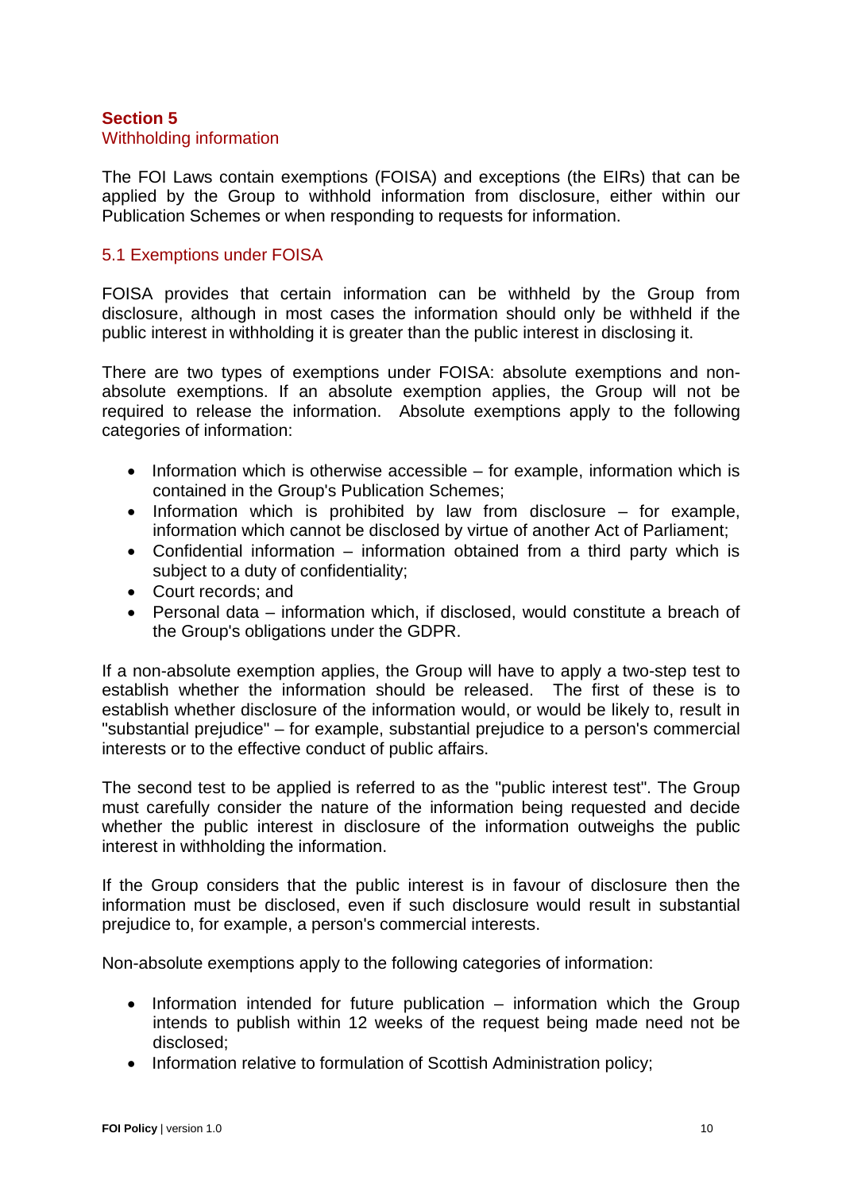## Section 5

### Withholding information

The FOI Laws contain exemptions (FOISA) and exceptions (the EIRs) that can be applied by the Group to withhold information from disclosure, either within our Publication Schemes or when responding to requests for information.

### 5.1 Exemptions under FOISA

FOISA provides that certain information can be withheld by the Group from disclosure, although in most cases the information should only be withheld if the public interest in withholding it is greater than the public interest in disclosing it.

There are two types of exemptions under FOISA: absolute exemptions and non-absolute exemptions. If an absolute exemption applies, the Group will not be required to release the information. Absolute exemptions apply to the following categories of information:

- Information which is otherwise accessible – for example, information which is contained in the Group's Publication Schemes;
- Information which is prohibited by law from disclosure – for example, information which cannot be disclosed by virtue of another Act of Parliament;
- Confidential information – information obtained from a third party which is subject to a duty of confidentiality;
- Court records; and
- Personal data – information which, if disclosed, would constitute a breach of the Group's obligations under the GDPR.

If a non-absolute exemption applies, the Group will have to apply a two-step test to establish whether the information should be released. The first of these is to establish whether disclosure of the information would, or would be likely to, result in "substantial prejudice" – for example, substantial prejudice to a person's commercial interests or to the effective conduct of public affairs.

The second test to be applied is referred to as the "public interest test". The Group must carefully consider the nature of the information being requested and decide whether the public interest in disclosure of the information outweighs the public interest in withholding the information.

If the Group considers that the public interest is in favour of disclosure then the information must be disclosed, even if such disclosure would result in substantial prejudice to, for example, a person's commercial interests.

Non-absolute exemptions apply to the following categories of information:

- Information intended for future publication – information which the Group intends to publish within 12 weeks of the request being made need not be disclosed;
- Information relative to formulation of Scottish Administration policy;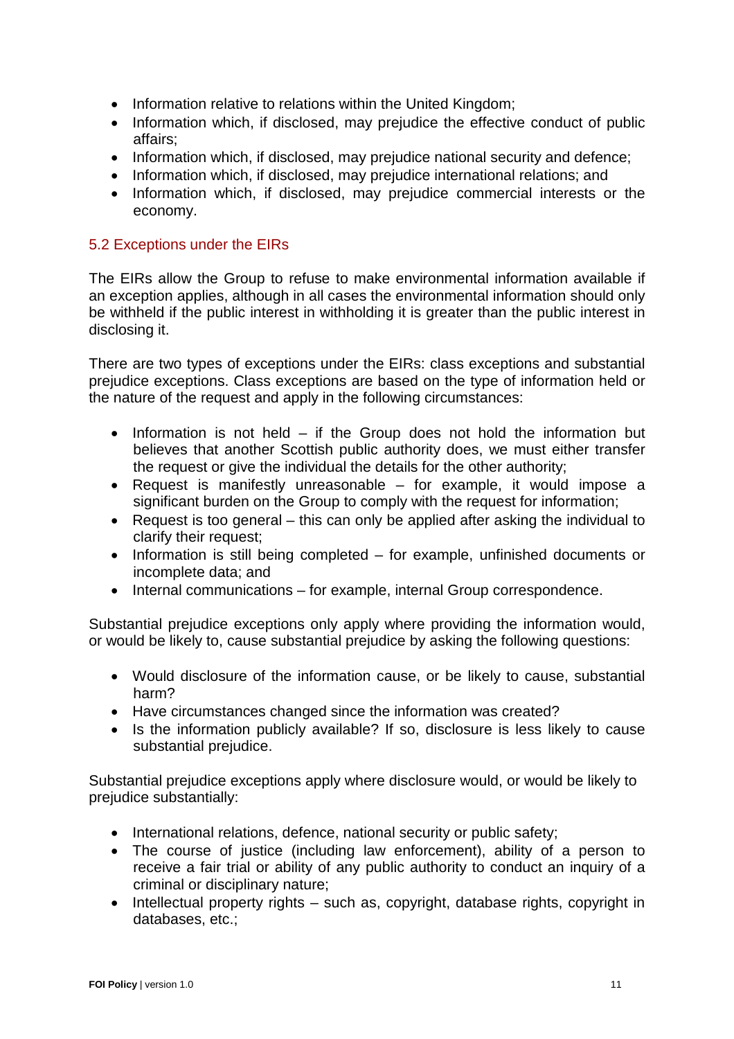- Information relative to relations within the United Kingdom;
- Information which, if disclosed, may prejudice the effective conduct of public affairs;
- Information which, if disclosed, may prejudice national security and defence;
- Information which, if disclosed, may prejudice international relations; and
- Information which, if disclosed, may prejudice commercial interests or the economy.

### 5.2 Exceptions under the EIRs

The EIRs allow the Group to refuse to make environmental information available if an exception applies, although in all cases the environmental information should only be withheld if the public interest in withholding it is greater than the public interest in disclosing it.

There are two types of exceptions under the EIRs: class exceptions and substantial prejudice exceptions. Class exceptions are based on the type of information held or the nature of the request and apply in the following circumstances:

- Information is not held – if the Group does not hold the information but believes that another Scottish public authority does, we must either transfer the request or give the individual the details for the other authority;
- Request is manifestly unreasonable – for example, it would impose a significant burden on the Group to comply with the request for information;
- Request is too general – this can only be applied after asking the individual to clarify their request;
- Information is still being completed – for example, unfinished documents or incomplete data; and
- Internal communications – for example, internal Group correspondence.

Substantial prejudice exceptions only apply where providing the information would, or would be likely to, cause substantial prejudice by asking the following questions:

- Would disclosure of the information cause, or be likely to cause, substantial harm?
- Have circumstances changed since the information was created?
- Is the information publicly available? If so, disclosure is less likely to cause substantial prejudice.

Substantial prejudice exceptions apply where disclosure would, or would be likely to prejudice substantially:

- International relations, defence, national security or public safety;
- The course of justice (including law enforcement), ability of a person to receive a fair trial or ability of any public authority to conduct an inquiry of a criminal or disciplinary nature;
- Intellectual property rights – such as, copyright, database rights, copyright in databases, etc.;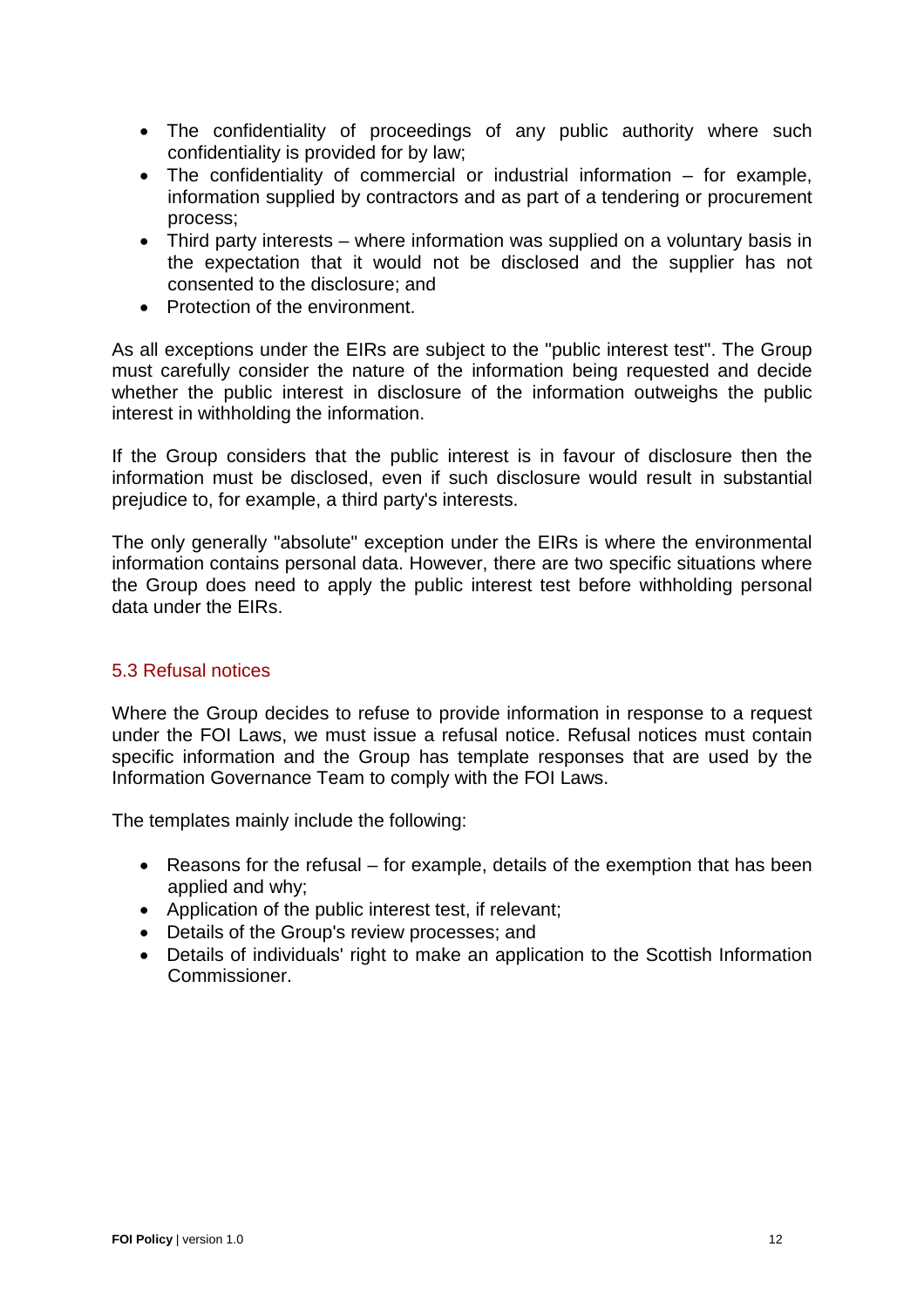- The confidentiality of proceedings of any public authority where such confidentiality is provided for by law;
- The confidentiality of commercial or industrial information – for example, information supplied by contractors and as part of a tendering or procurement process;
- Third party interests – where information was supplied on a voluntary basis in the expectation that it would not be disclosed and the supplier has not consented to the disclosure; and
- Protection of the environment.

As all exceptions under the EIRs are subject to the "public interest test". The Group must carefully consider the nature of the information being requested and decide whether the public interest in disclosure of the information outweighs the public interest in withholding the information.

If the Group considers that the public interest is in favour of disclosure then the information must be disclosed, even if such disclosure would result in substantial prejudice to, for example, a third party's interests.

The only generally "absolute" exception under the EIRs is where the environmental information contains personal data. However, there are two specific situations where the Group does need to apply the public interest test before withholding personal data under the EIRs.

### 5.3 Refusal notices

Where the Group decides to refuse to provide information in response to a request under the FOI Laws, we must issue a refusal notice. Refusal notices must contain specific information and the Group has template responses that are used by the Information Governance Team to comply with the FOI Laws.

The templates mainly include the following:

- Reasons for the refusal – for example, details of the exemption that has been applied and why;
- Application of the public interest test, if relevant;
- Details of the Group's review processes; and
- Details of individuals' right to make an application to the Scottish Information Commissioner.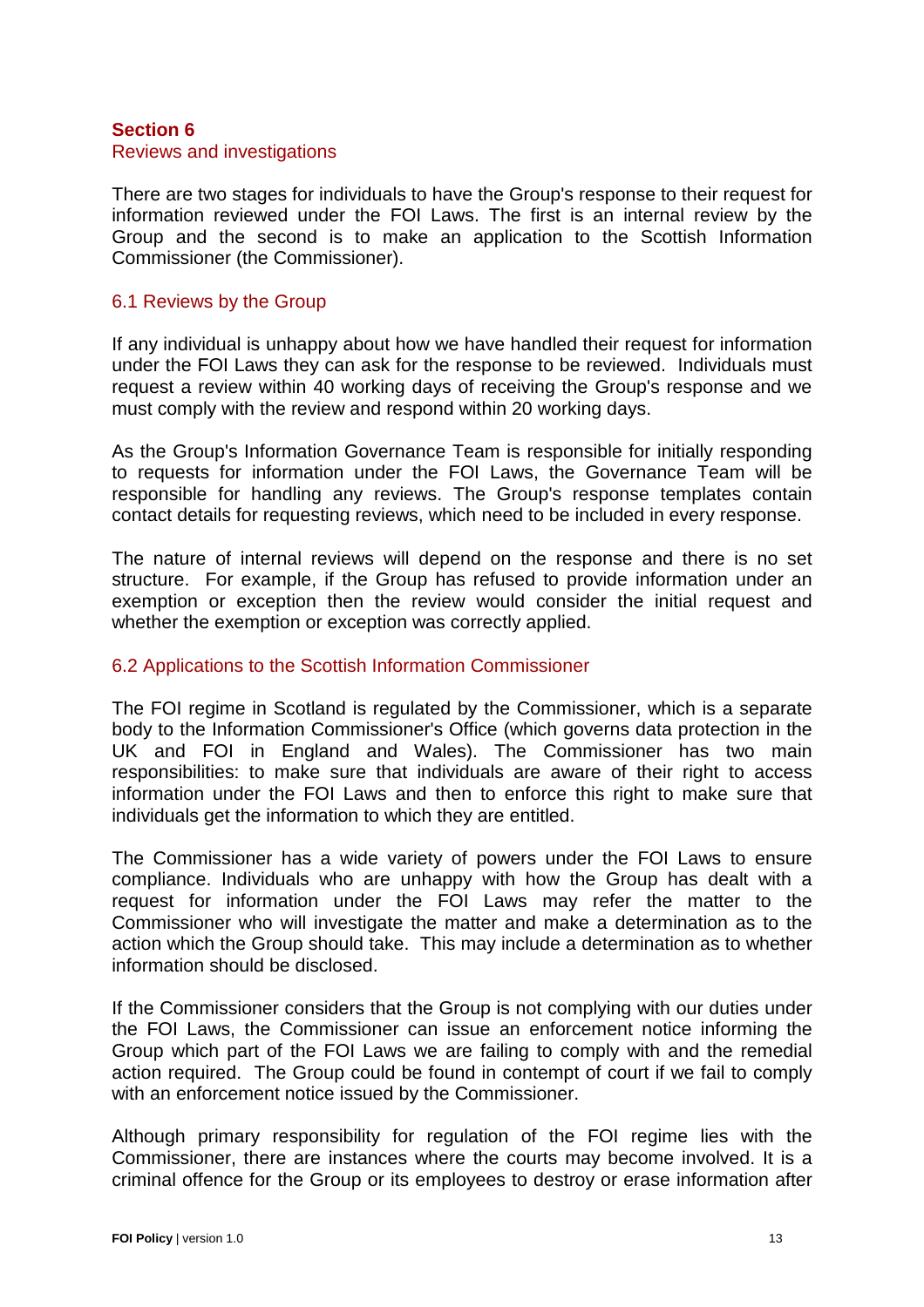## Section 6

### Reviews and investigations

There are two stages for individuals to have the Group's response to their request for information reviewed under the FOI Laws. The first is an internal review by the Group and the second is to make an application to the Scottish Information Commissioner (the Commissioner).

### 6.1 Reviews by the Group

If any individual is unhappy about how we have handled their request for information under the FOI Laws they can ask for the response to be reviewed. Individuals must request a review within 40 working days of receiving the Group's response and we must comply with the review and respond within 20 working days.

As the Group's Information Governance Team is responsible for initially responding to requests for information under the FOI Laws, the Governance Team will be responsible for handling any reviews. The Group's response templates contain contact details for requesting reviews, which need to be included in every response.

The nature of internal reviews will depend on the response and there is no set structure. For example, if the Group has refused to provide information under an exemption or exception then the review would consider the initial request and whether the exemption or exception was correctly applied.

### 6.2 Applications to the Scottish Information Commissioner

The FOI regime in Scotland is regulated by the Commissioner, which is a separate body to the Information Commissioner's Office (which governs data protection in the UK and FOI in England and Wales). The Commissioner has two main responsibilities: to make sure that individuals are aware of their right to access information under the FOI Laws and then to enforce this right to make sure that individuals get the information to which they are entitled.

The Commissioner has a wide variety of powers under the FOI Laws to ensure compliance. Individuals who are unhappy with how the Group has dealt with a request for information under the FOI Laws may refer the matter to the Commissioner who will investigate the matter and make a determination as to the action which the Group should take. This may include a determination as to whether information should be disclosed.

If the Commissioner considers that the Group is not complying with our duties under the FOI Laws, the Commissioner can issue an enforcement notice informing the Group which part of the FOI Laws we are failing to comply with and the remedial action required. The Group could be found in contempt of court if we fail to comply with an enforcement notice issued by the Commissioner.

Although primary responsibility for regulation of the FOI regime lies with the Commissioner, there are instances where the courts may become involved. It is a criminal offence for the Group or its employees to destroy or erase information after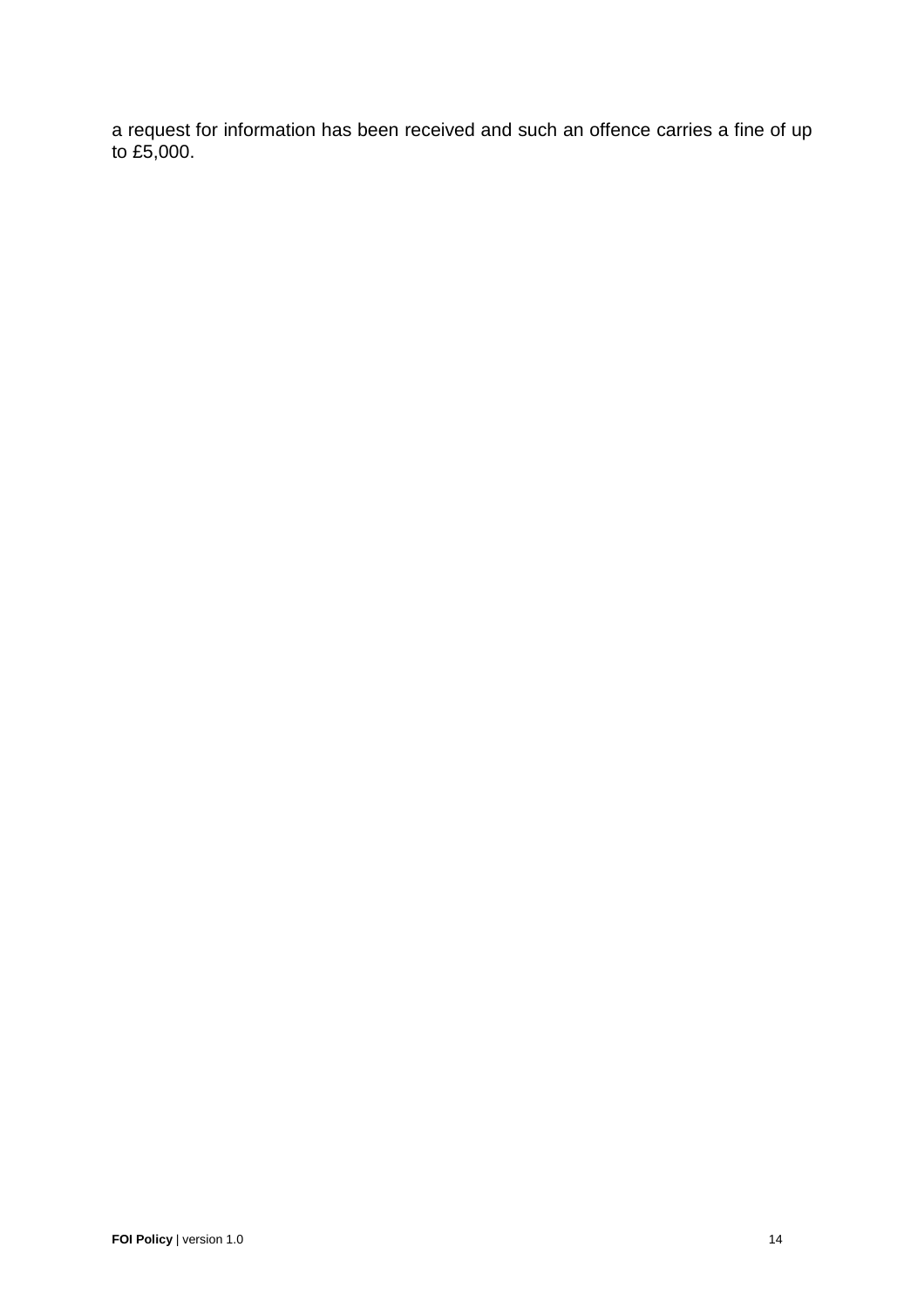a request for information has been received and such an offence carries a fine of up to £5,000.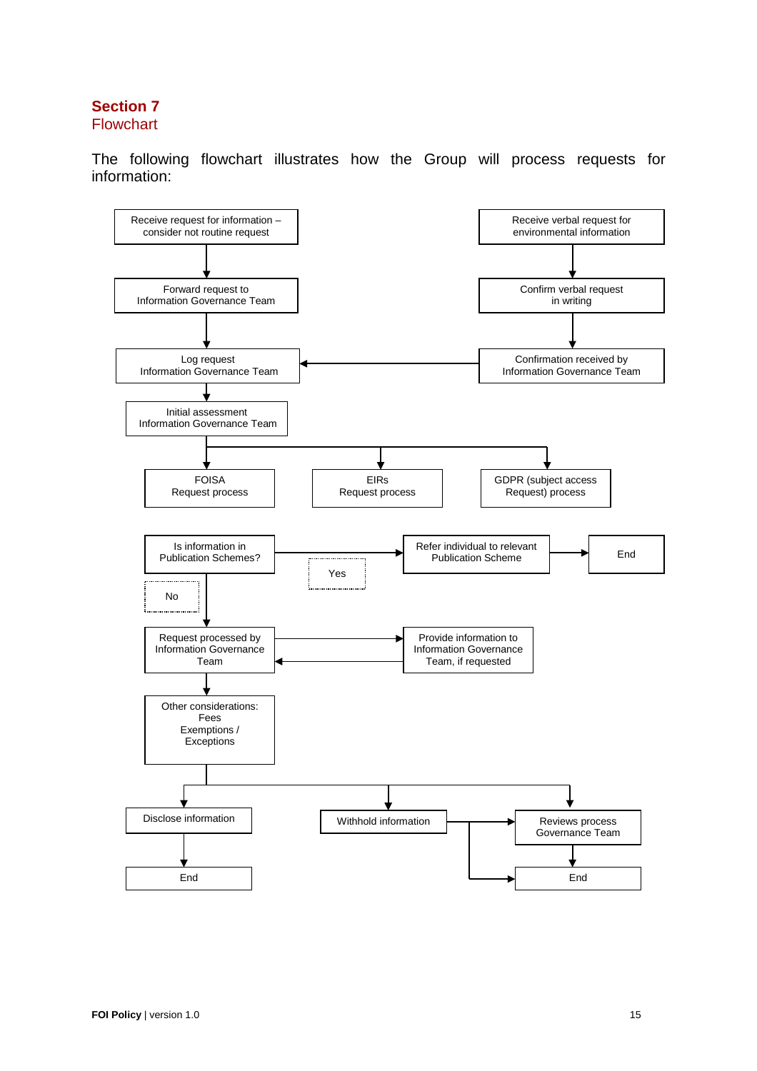## Section 7
Flowchart

The following flowchart illustrates how the Group will process requests for information:

Receive request for information – consider not routine request

Forward request to Information Governance Team

Log request Information Governance Team

Receive verbal request for environmental information

Confirm verbal request in writing

Confirmation received by Information Governance Team

Initial assessment Information Governance Team

FOISA Request process

EIRs Request process

GDPR (subject access Request) process

Is information in Publication Schemes?

Yes

Refer individual to relevant Publication Scheme

End

No

Request processed by Information Governance Team

Provide information to Information Governance Team, if requested

Other considerations:
Fees
Exemptions /
Exceptions

Disclose information

End

Withhold information

Reviews process Governance Team

End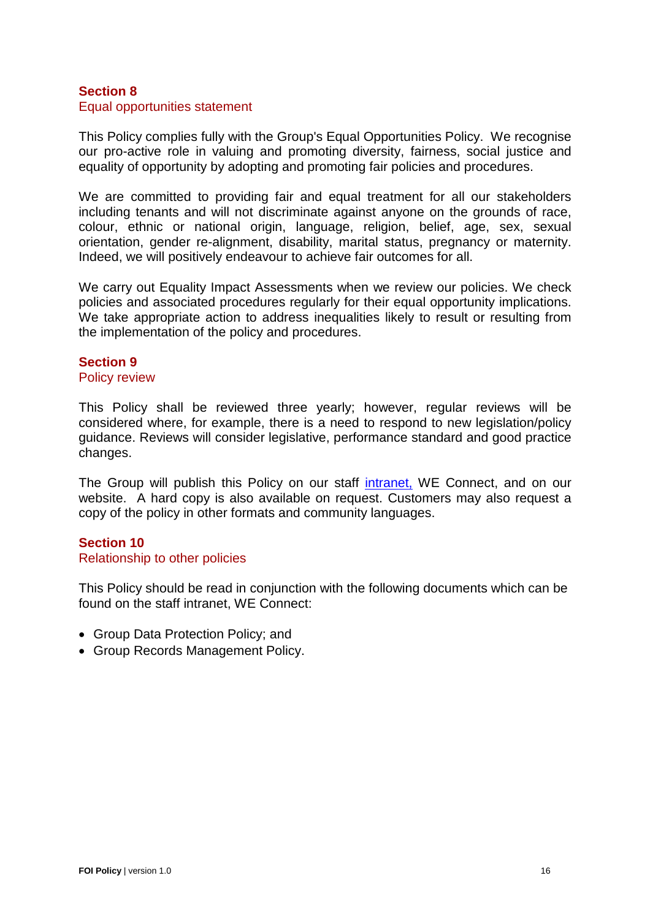## Section 8

### Equal opportunities statement

This Policy complies fully with the Group's Equal Opportunities Policy. We recognise our pro-active role in valuing and promoting diversity, fairness, social justice and equality of opportunity by adopting and promoting fair policies and procedures.

We are committed to providing fair and equal treatment for all our stakeholders including tenants and will not discriminate against anyone on the grounds of race, colour, ethnic or national origin, language, religion, belief, age, sex, sexual orientation, gender re-alignment, disability, marital status, pregnancy or maternity. Indeed, we will positively endeavour to achieve fair outcomes for all.

We carry out Equality Impact Assessments when we review our policies. We check policies and associated procedures regularly for their equal opportunity implications. We take appropriate action to address inequalities likely to result or resulting from the implementation of the policy and procedures.

## Section 9

### Policy review

This Policy shall be reviewed three yearly; however, regular reviews will be considered where, for example, there is a need to respond to new legislation/policy guidance. Reviews will consider legislative, performance standard and good practice changes.

The Group will publish this Policy on our staff intranet, WE Connect, and on our website. A hard copy is also available on request. Customers may also request a copy of the policy in other formats and community languages.

## Section 10

### Relationship to other policies

This Policy should be read in conjunction with the following documents which can be found on the staff intranet, WE Connect:

- Group Data Protection Policy; and
- Group Records Management Policy.